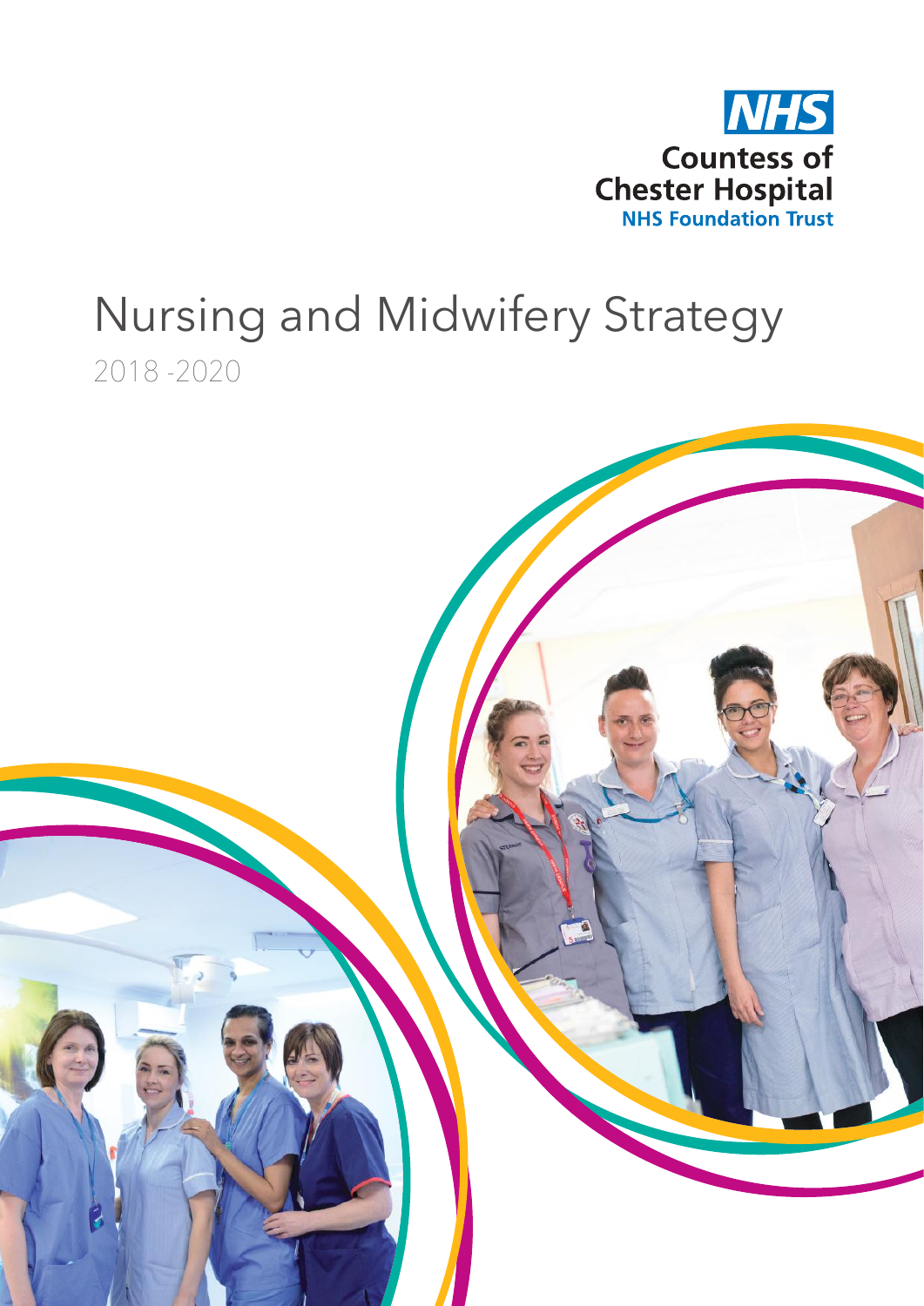NHS

Countess of Chester Hospital
NHS Foundation Trust

# Nursing and Midwifery Strategy

2018 -2020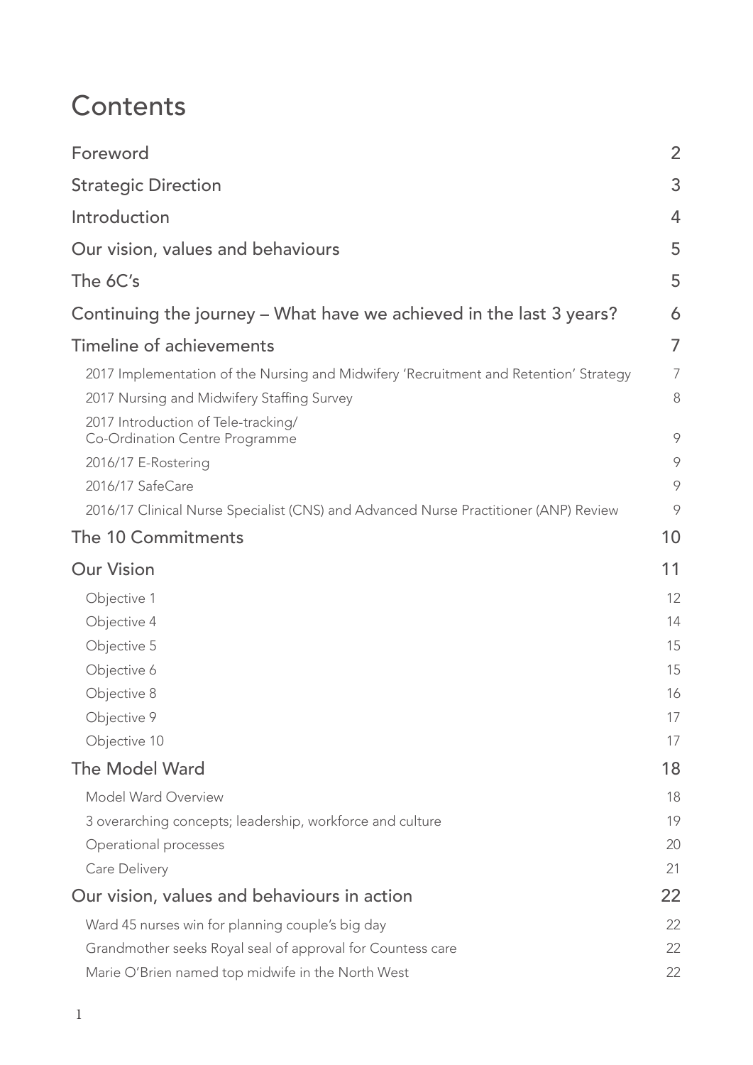# Contents

| | |
|---|---|
| Foreword | 2 |
| Strategic Direction | 3 |
| Introduction | 4 |
| Our vision, values and behaviours | 5 |
| The 6C's | 5 |
| Continuing the journey – What have we achieved in the last 3 years? | 6 |
| Timeline of achievements | 7 |
| 2017 Implementation of the Nursing and Midwifery 'Recruitment and Retention' Strategy | 7 |
| 2017 Nursing and Midwifery Staffing Survey | 8 |
| 2017 Introduction of Tele-tracking/ Co-Ordination Centre Programme | 9 |
| 2016/17 E-Rostering | 9 |
| 2016/17 SafeCare | 9 |
| 2016/17 Clinical Nurse Specialist (CNS) and Advanced Nurse Practitioner (ANP) Review | 9 |
| The 10 Commitments | 10 |
| Our Vision | 11 |
| Objective 1 | 12 |
| Objective 4 | 14 |
| Objective 5 | 15 |
| Objective 6 | 15 |
| Objective 8 | 16 |
| Objective 9 | 17 |
| Objective 10 | 17 |
| The Model Ward | 18 |
| Model Ward Overview | 18 |
| 3 overarching concepts; leadership, workforce and culture | 19 |
| Operational processes | 20 |
| Care Delivery | 21 |
| Our vision, values and behaviours in action | 22 |
| Ward 45 nurses win for planning couple's big day | 22 |
| Grandmother seeks Royal seal of approval for Countess care | 22 |
| Marie O'Brien named top midwife in the North West | 22 |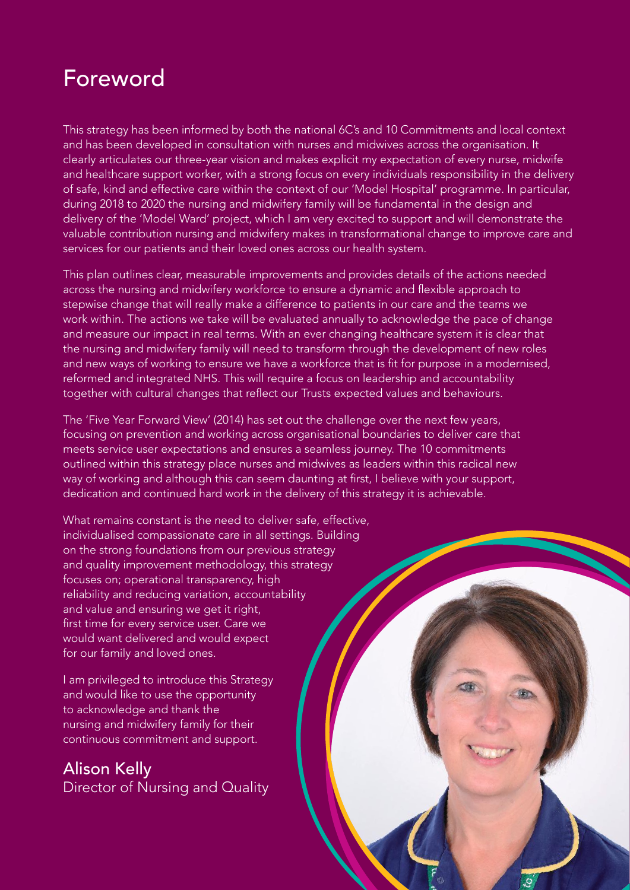# Foreword

This strategy has been informed by both the national 6C's and 10 Commitments and local context and has been developed in consultation with nurses and midwives across the organisation. It clearly articulates our three-year vision and makes explicit my expectation of every nurse, midwife and healthcare support worker, with a strong focus on every individuals responsibility in the delivery of safe, kind and effective care within the context of our 'Model Hospital' programme. In particular, during 2018 to 2020 the nursing and midwifery family will be fundamental in the design and delivery of the 'Model Ward' project, which I am very excited to support and will demonstrate the valuable contribution nursing and midwifery makes in transformational change to improve care and services for our patients and their loved ones across our health system.

This plan outlines clear, measurable improvements and provides details of the actions needed across the nursing and midwifery workforce to ensure a dynamic and flexible approach to stepwise change that will really make a difference to patients in our care and the teams we work within. The actions we take will be evaluated annually to acknowledge the pace of change and measure our impact in real terms. With an ever changing healthcare system it is clear that the nursing and midwifery family will need to transform through the development of new roles and new ways of working to ensure we have a workforce that is fit for purpose in a modernised, reformed and integrated NHS. This will require a focus on leadership and accountability together with cultural changes that reflect our Trusts expected values and behaviours.

The 'Five Year Forward View' (2014) has set out the challenge over the next few years, focusing on prevention and working across organisational boundaries to deliver care that meets service user expectations and ensures a seamless journey. The 10 commitments outlined within this strategy place nurses and midwives as leaders within this radical new way of working and although this can seem daunting at first, I believe with your support, dedication and continued hard work in the delivery of this strategy it is achievable.

What remains constant is the need to deliver safe, effective, individualised compassionate care in all settings. Building on the strong foundations from our previous strategy and quality improvement methodology, this strategy focuses on; operational transparency, high reliability and reducing variation, accountability and value and ensuring we get it right, first time for every service user. Care we would want delivered and would expect for our family and loved ones.

I am privileged to introduce this Strategy and would like to use the opportunity to acknowledge and thank the nursing and midwifery family for their continuous commitment and support.

Alison Kelly
Director of Nursing and Quality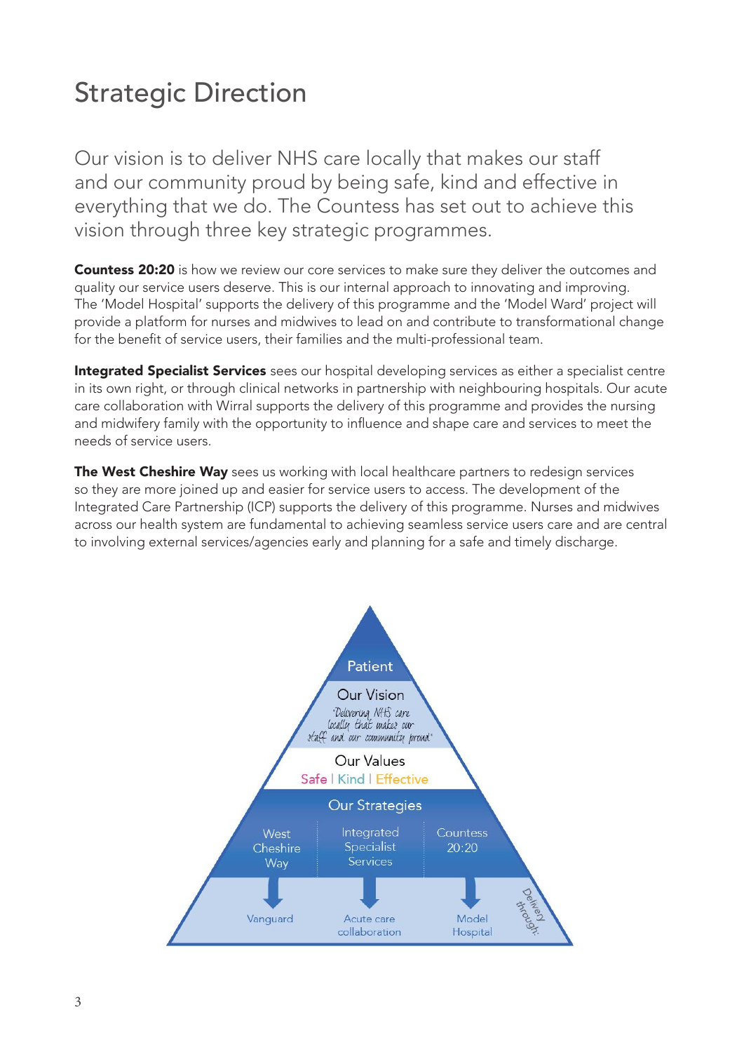# Strategic Direction

Our vision is to deliver NHS care locally that makes our staff and our community proud by being safe, kind and effective in everything that we do. The Countess has set out to achieve this vision through three key strategic programmes.

**Countess 20:20** is how we review our core services to make sure they deliver the outcomes and quality our service users deserve. This is our internal approach to innovating and improving. The 'Model Hospital' supports the delivery of this programme and the 'Model Ward' project will provide a platform for nurses and midwives to lead on and contribute to transformational change for the benefit of service users, their families and the multi-professional team.

**Integrated Specialist Services** sees our hospital developing services as either a specialist centre in its own right, or through clinical networks in partnership with neighbouring hospitals. Our acute care collaboration with Wirral supports the delivery of this programme and provides the nursing and midwifery family with the opportunity to influence and shape care and services to meet the needs of service users.

**The West Cheshire Way** sees us working with local healthcare partners to redesign services so they are more joined up and easier for service users to access. The development of the Integrated Care Partnership (ICP) supports the delivery of this programme. Nurses and midwives across our health system are fundamental to achieving seamless service users care and are central to involving external services/agencies early and planning for a safe and timely discharge.

Patient

Our Vision

"Delivering NHS care locally that makes our staff and our community proud"

Our Values

Safe | Kind | Effective

Our Strategies

| West Cheshire Way | Integrated Specialist Services | Countess 20:20 |
| --- | --- | --- |
| Vanguard | Acute care collaboration | Model Hospital |

Delivery through: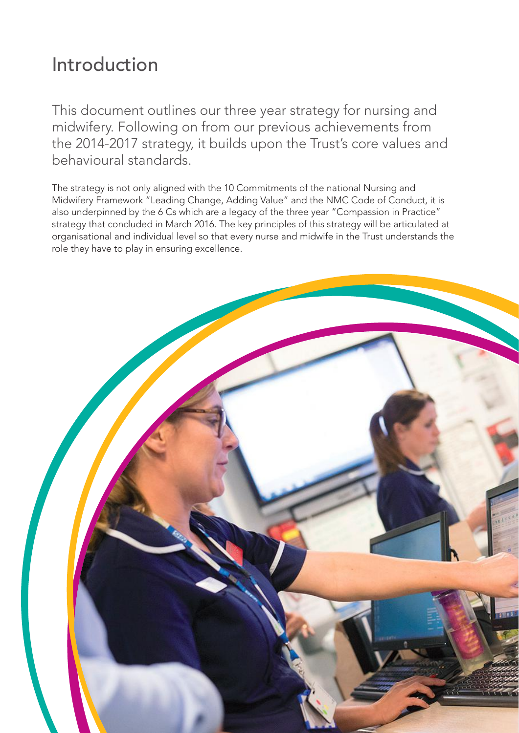# Introduction

This document outlines our three year strategy for nursing and midwifery. Following on from our previous achievements from the 2014-2017 strategy, it builds upon the Trust's core values and behavioural standards.

The strategy is not only aligned with the 10 Commitments of the national Nursing and Midwifery Framework "Leading Change, Adding Value" and the NMC Code of Conduct, it is also underpinned by the 6 Cs which are a legacy of the three year "Compassion in Practice" strategy that concluded in March 2016. The key principles of this strategy will be articulated at organisational and individual level so that every nurse and midwife in the Trust understands the role they have to play in ensuring excellence.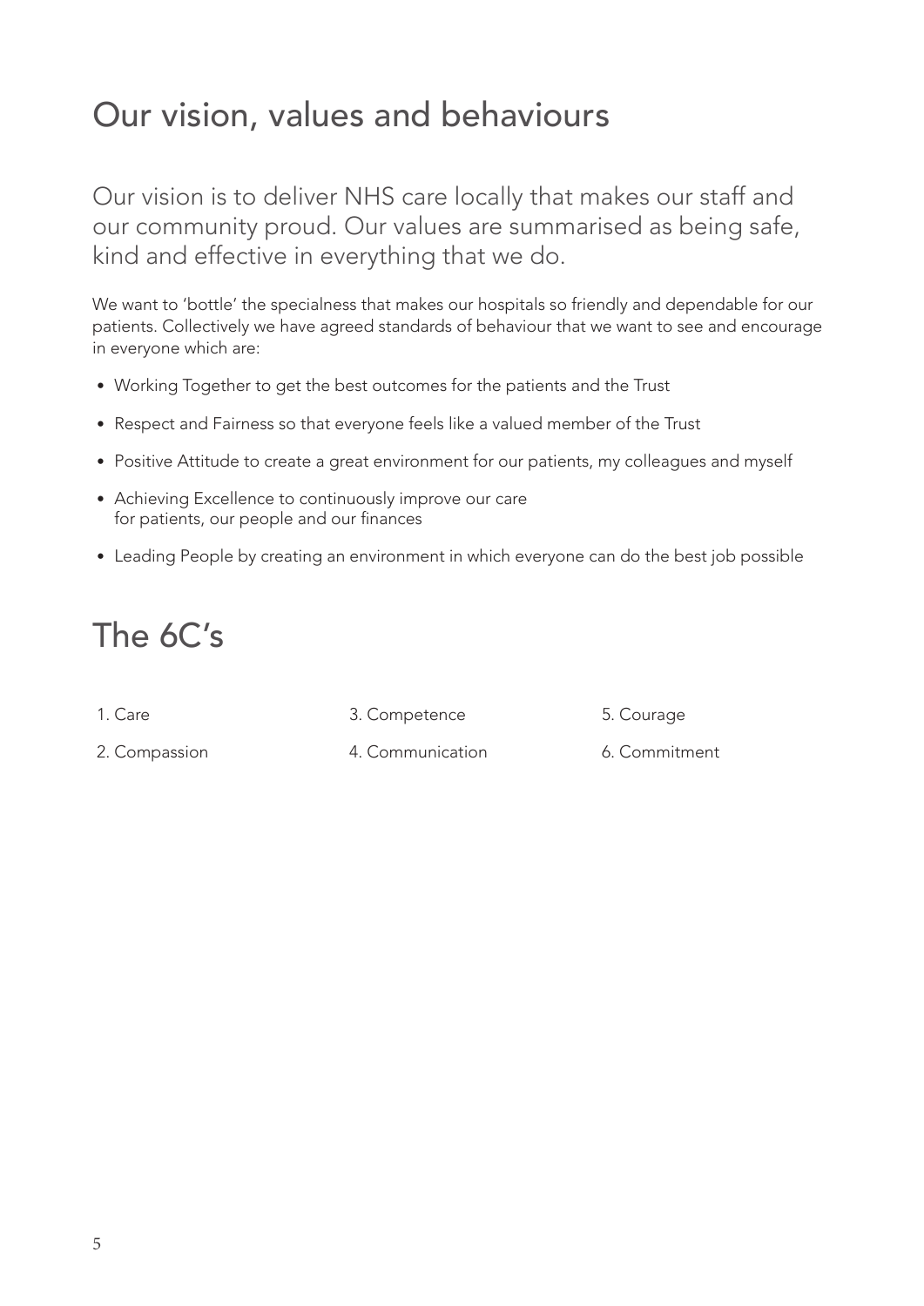# Our vision, values and behaviours

Our vision is to deliver NHS care locally that makes our staff and our community proud. Our values are summarised as being safe, kind and effective in everything that we do.

We want to 'bottle' the specialness that makes our hospitals so friendly and dependable for our patients. Collectively we have agreed standards of behaviour that we want to see and encourage in everyone which are:

- Working Together to get the best outcomes for the patients and the Trust
- Respect and Fairness so that everyone feels like a valued member of the Trust
- Positive Attitude to create a great environment for our patients, my colleagues and myself
- Achieving Excellence to continuously improve our care for patients, our people and our finances
- Leading People by creating an environment in which everyone can do the best job possible

# The 6C's

1. Care
2. Compassion
3. Competence
4. Communication
5. Courage
6. Commitment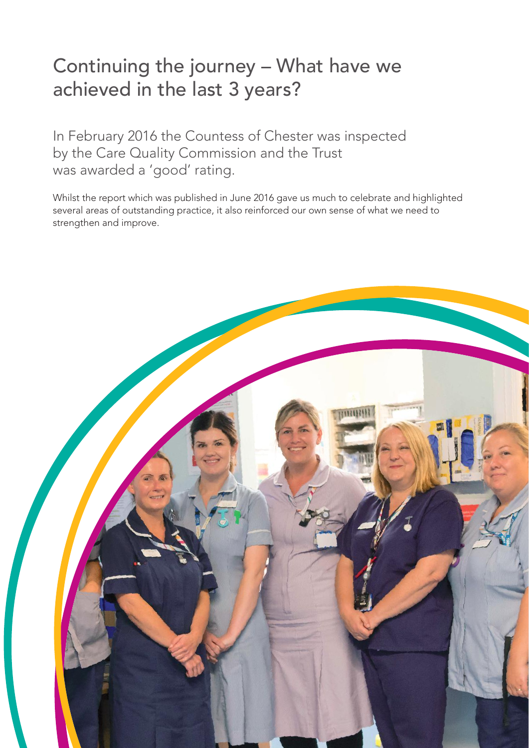# Continuing the journey – What have we achieved in the last 3 years?

In February 2016 the Countess of Chester was inspected by the Care Quality Commission and the Trust was awarded a 'good' rating.

Whilst the report which was published in June 2016 gave us much to celebrate and highlighted several areas of outstanding practice, it also reinforced our own sense of what we need to strengthen and improve.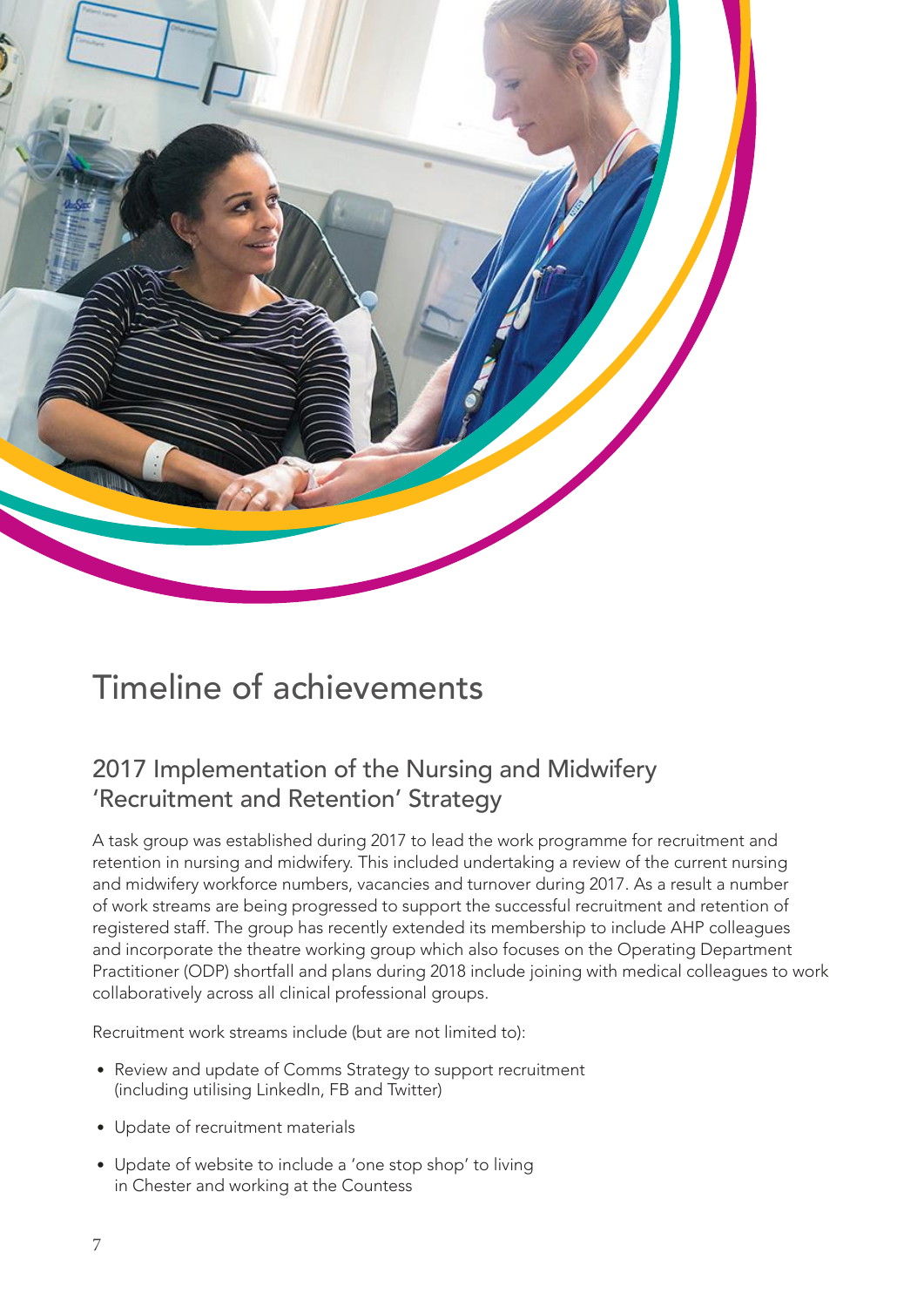# Timeline of achievements

## 2017 Implementation of the Nursing and Midwifery 'Recruitment and Retention' Strategy

A task group was established during 2017 to lead the work programme for recruitment and retention in nursing and midwifery. This included undertaking a review of the current nursing and midwifery workforce numbers, vacancies and turnover during 2017. As a result a number of work streams are being progressed to support the successful recruitment and retention of registered staff. The group has recently extended its membership to include AHP colleagues and incorporate the theatre working group which also focuses on the Operating Department Practitioner (ODP) shortfall and plans during 2018 include joining with medical colleagues to work collaboratively across all clinical professional groups.

Recruitment work streams include (but are not limited to):

- Review and update of Comms Strategy to support recruitment (including utilising LinkedIn, FB and Twitter)
- Update of recruitment materials
- Update of website to include a 'one stop shop' to living in Chester and working at the Countess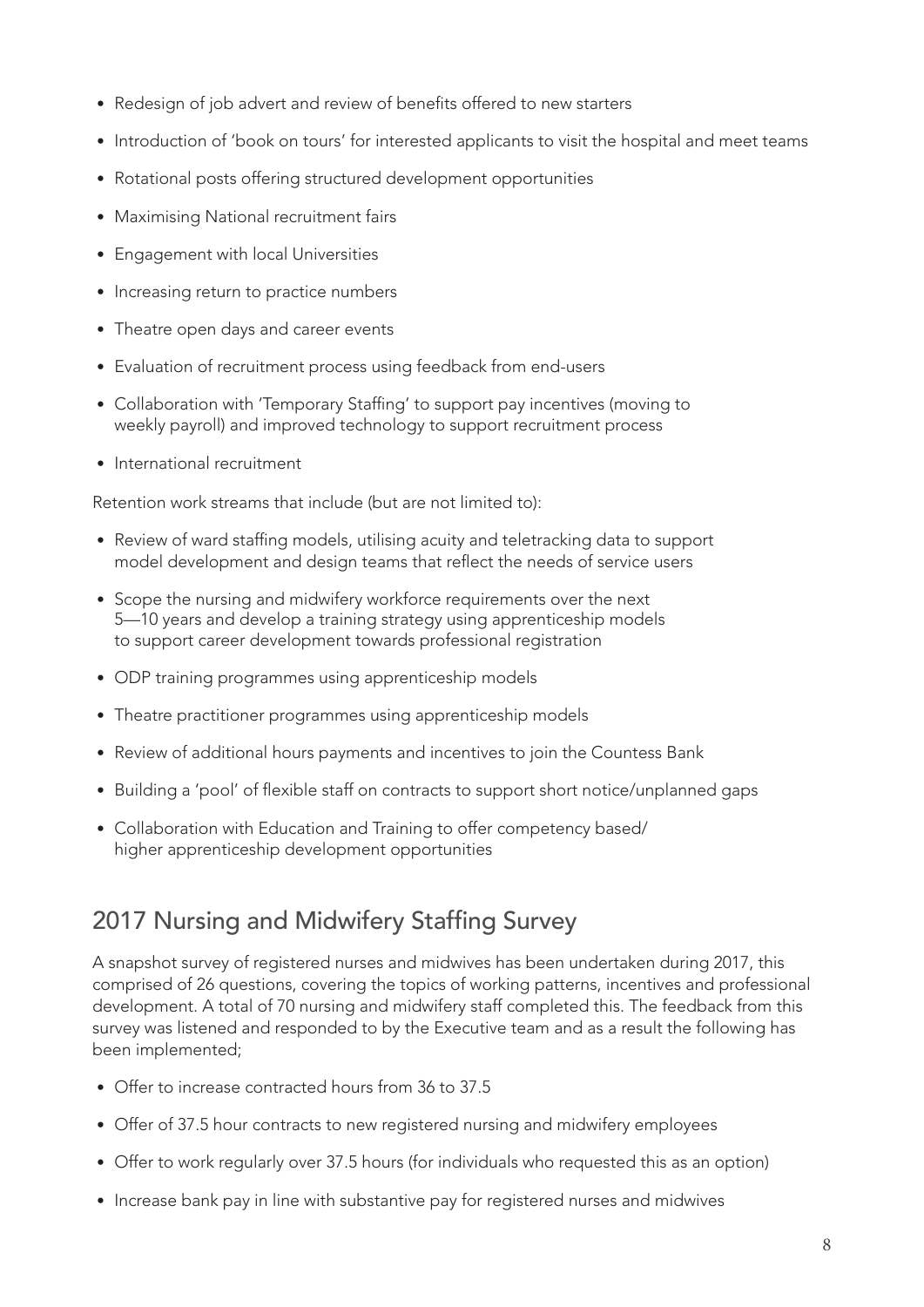- Redesign of job advert and review of benefits offered to new starters
- Introduction of 'book on tours' for interested applicants to visit the hospital and meet teams
- Rotational posts offering structured development opportunities
- Maximising National recruitment fairs
- Engagement with local Universities
- Increasing return to practice numbers
- Theatre open days and career events
- Evaluation of recruitment process using feedback from end-users
- Collaboration with 'Temporary Staffing' to support pay incentives (moving to weekly payroll) and improved technology to support recruitment process
- International recruitment

Retention work streams that include (but are not limited to):

- Review of ward staffing models, utilising acuity and teletracking data to support model development and design teams that reflect the needs of service users
- Scope the nursing and midwifery workforce requirements over the next 5—10 years and develop a training strategy using apprenticeship models to support career development towards professional registration
- ODP training programmes using apprenticeship models
- Theatre practitioner programmes using apprenticeship models
- Review of additional hours payments and incentives to join the Countess Bank
- Building a 'pool' of flexible staff on contracts to support short notice/unplanned gaps
- Collaboration with Education and Training to offer competency based/ higher apprenticeship development opportunities

## 2017 Nursing and Midwifery Staffing Survey

A snapshot survey of registered nurses and midwives has been undertaken during 2017, this comprised of 26 questions, covering the topics of working patterns, incentives and professional development. A total of 70 nursing and midwifery staff completed this. The feedback from this survey was listened and responded to by the Executive team and as a result the following has been implemented;

- Offer to increase contracted hours from 36 to 37.5
- Offer of 37.5 hour contracts to new registered nursing and midwifery employees
- Offer to work regularly over 37.5 hours (for individuals who requested this as an option)
- Increase bank pay in line with substantive pay for registered nurses and midwives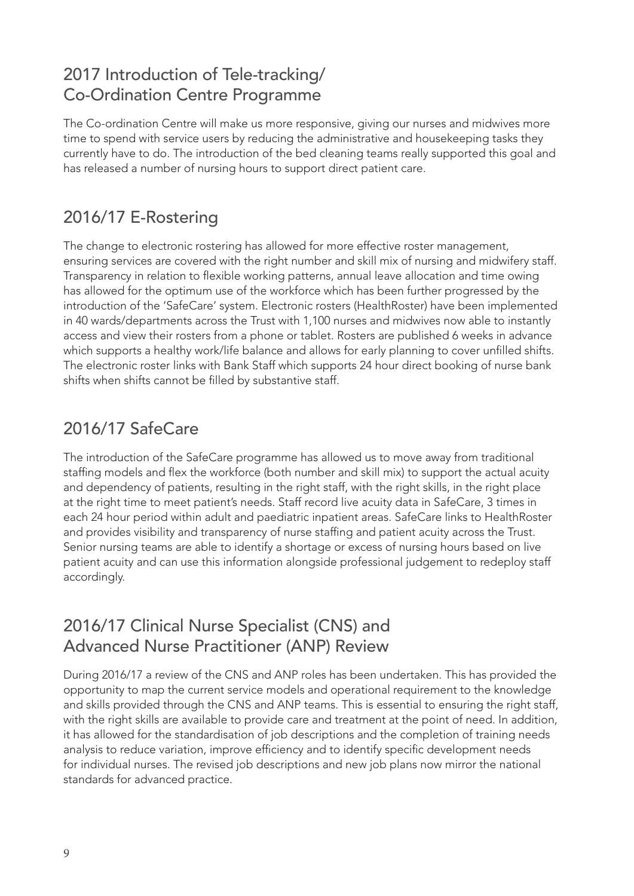## 2017 Introduction of Tele-tracking/ Co-Ordination Centre Programme

The Co-ordination Centre will make us more responsive, giving our nurses and midwives more time to spend with service users by reducing the administrative and housekeeping tasks they currently have to do. The introduction of the bed cleaning teams really supported this goal and has released a number of nursing hours to support direct patient care.

## 2016/17 E-Rostering

The change to electronic rostering has allowed for more effective roster management, ensuring services are covered with the right number and skill mix of nursing and midwifery staff. Transparency in relation to flexible working patterns, annual leave allocation and time owing has allowed for the optimum use of the workforce which has been further progressed by the introduction of the 'SafeCare' system. Electronic rosters (HealthRoster) have been implemented in 40 wards/departments across the Trust with 1,100 nurses and midwives now able to instantly access and view their rosters from a phone or tablet. Rosters are published 6 weeks in advance which supports a healthy work/life balance and allows for early planning to cover unfilled shifts. The electronic roster links with Bank Staff which supports 24 hour direct booking of nurse bank shifts when shifts cannot be filled by substantive staff.

## 2016/17 SafeCare

The introduction of the SafeCare programme has allowed us to move away from traditional staffing models and flex the workforce (both number and skill mix) to support the actual acuity and dependency of patients, resulting in the right staff, with the right skills, in the right place at the right time to meet patient's needs. Staff record live acuity data in SafeCare, 3 times in each 24 hour period within adult and paediatric inpatient areas. SafeCare links to HealthRoster and provides visibility and transparency of nurse staffing and patient acuity across the Trust. Senior nursing teams are able to identify a shortage or excess of nursing hours based on live patient acuity and can use this information alongside professional judgement to redeploy staff accordingly.

## 2016/17 Clinical Nurse Specialist (CNS) and Advanced Nurse Practitioner (ANP) Review

During 2016/17 a review of the CNS and ANP roles has been undertaken. This has provided the opportunity to map the current service models and operational requirement to the knowledge and skills provided through the CNS and ANP teams. This is essential to ensuring the right staff, with the right skills are available to provide care and treatment at the point of need. In addition, it has allowed for the standardisation of job descriptions and the completion of training needs analysis to reduce variation, improve efficiency and to identify specific development needs for individual nurses. The revised job descriptions and new job plans now mirror the national standards for advanced practice.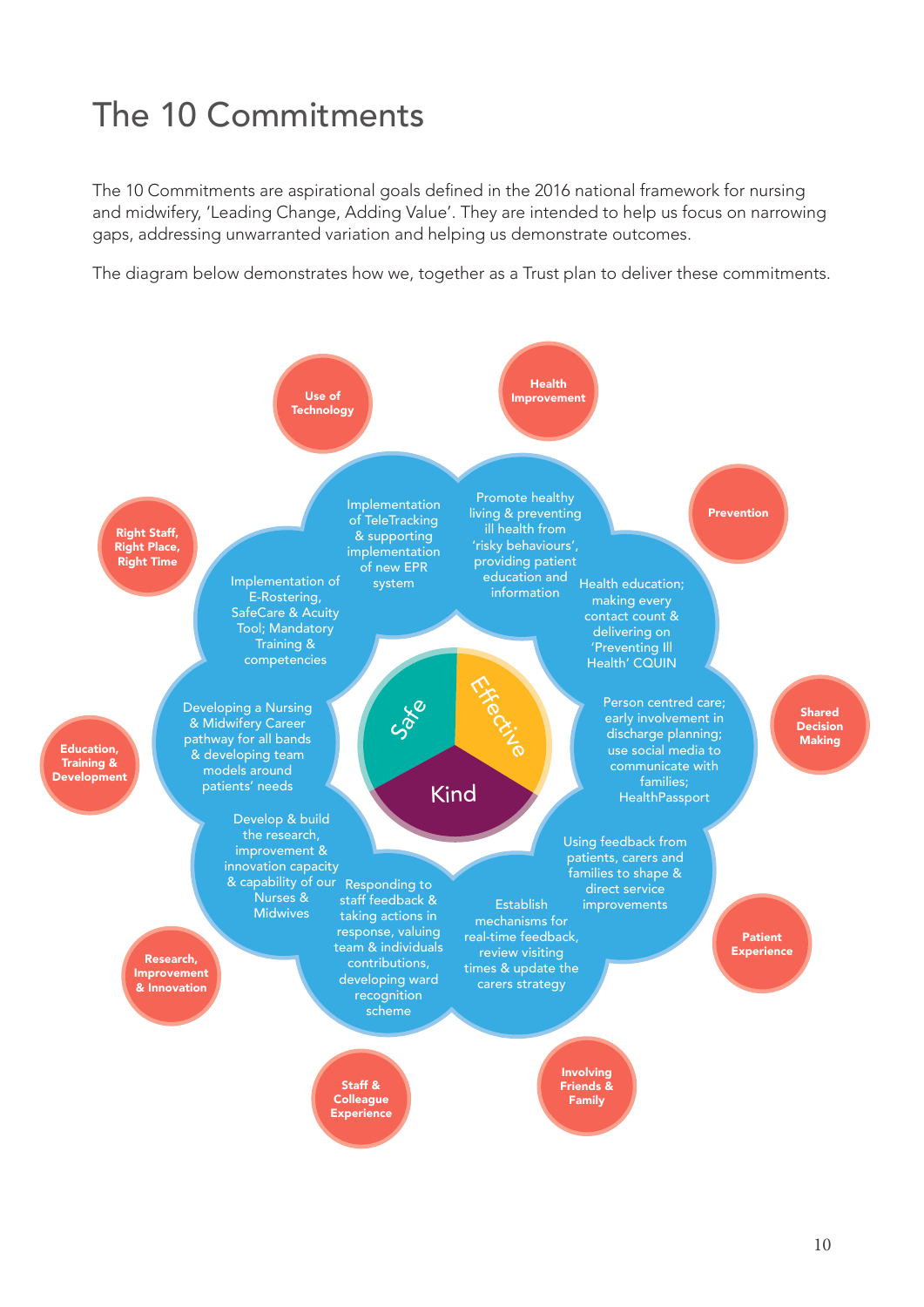# The 10 Commitments

The 10 Commitments are aspirational goals defined in the 2016 national framework for nursing and midwifery, 'Leading Change, Adding Value'. They are intended to help us focus on narrowing gaps, addressing unwarranted variation and helping us demonstrate outcomes.

The diagram below demonstrates how we, together as a Trust plan to deliver these commitments.

**Use of Technology**
Implementation of TeleTracking & supporting implementation of new EPR system

**Health Improvement**
Promote healthy living & preventing ill health from 'risky behaviours', providing patient education and information

**Prevention**
Health education; making every contact count & delivering on 'Preventing Ill Health' CQUIN

**Shared Decision Making**
Person centred care; early involvement in discharge planning; use social media to communicate with families; HealthPassport

**Patient Experience**
Using feedback from patients, carers and families to shape & direct service improvements

**Involving Friends & Family**
Establish mechanisms for real-time feedback, review visiting times & update the carers strategy

**Staff & Colleague Experience**
Responding to staff feedback & taking actions in response, valuing team & individuals contributions, developing ward recognition scheme

**Research, Improvement & Innovation**
Develop & build the research, improvement & innovation capacity & capability of our Nurses & Midwives

**Education, Training & Development**
Developing a Nursing & Midwifery Career pathway for all bands & developing team models around patients' needs

**Right Staff, Right Place, Right Time**
Implementation of E-Rostering, SafeCare & Acuity Tool; Mandatory Training & competencies

Safe | Effective | Kind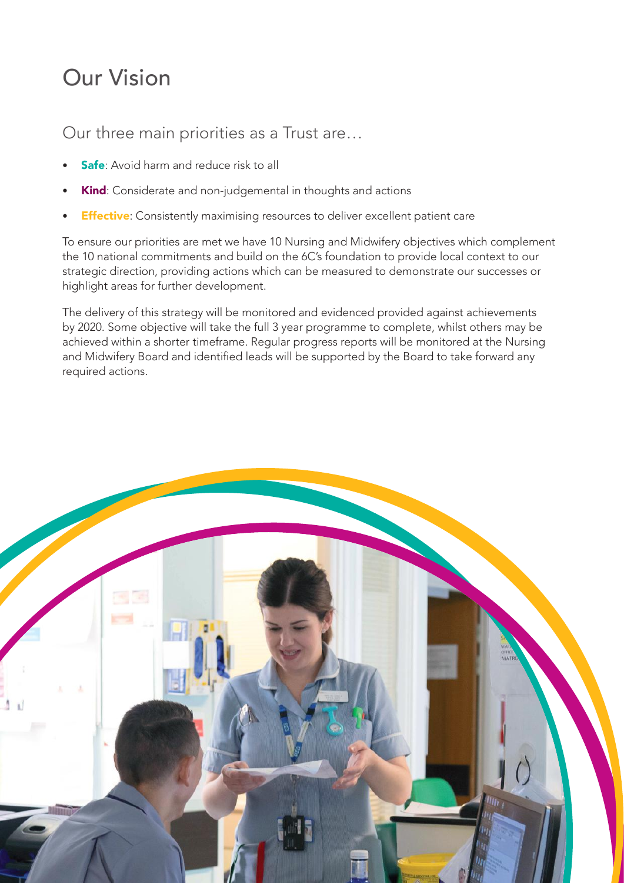# Our Vision

Our three main priorities as a Trust are…

- **Safe**: Avoid harm and reduce risk to all
- **Kind**: Considerate and non-judgemental in thoughts and actions
- **Effective**: Consistently maximising resources to deliver excellent patient care

To ensure our priorities are met we have 10 Nursing and Midwifery objectives which complement the 10 national commitments and build on the 6C's foundation to provide local context to our strategic direction, providing actions which can be measured to demonstrate our successes or highlight areas for further development.

The delivery of this strategy will be monitored and evidenced provided against achievements by 2020. Some objective will take the full 3 year programme to complete, whilst others may be achieved within a shorter timeframe. Regular progress reports will be monitored at the Nursing and Midwifery Board and identified leads will be supported by the Board to take forward any required actions.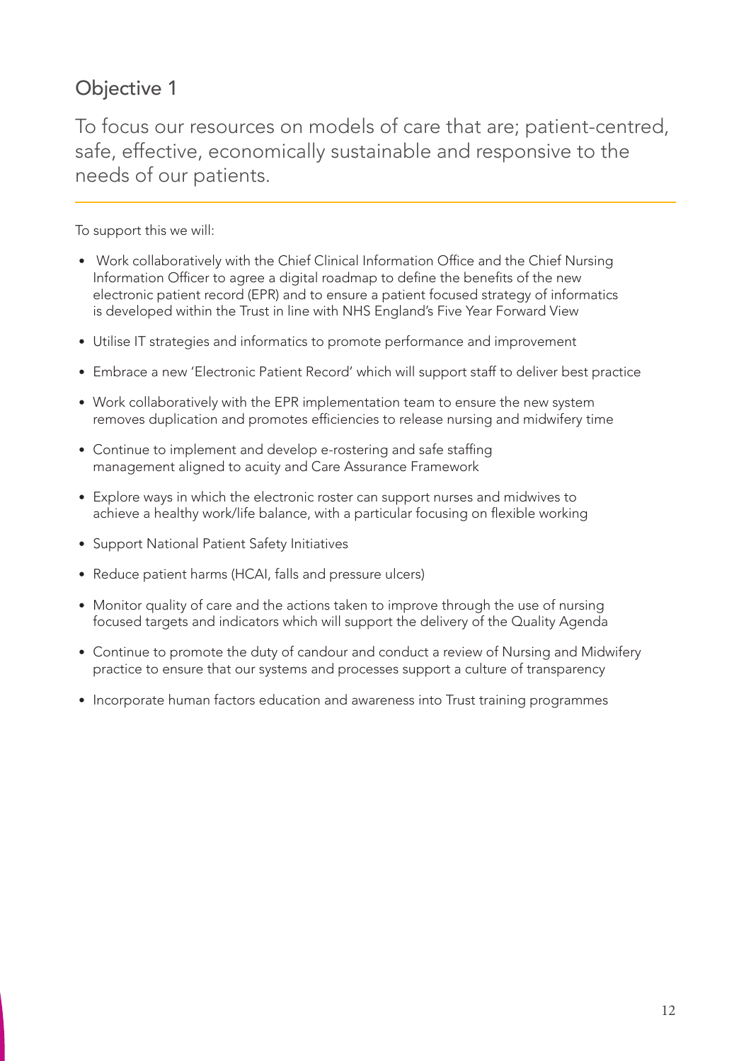## Objective 1

To focus our resources on models of care that are; patient-centred, safe, effective, economically sustainable and responsive to the needs of our patients.

To support this we will:

- Work collaboratively with the Chief Clinical Information Office and the Chief Nursing Information Officer to agree a digital roadmap to define the benefits of the new electronic patient record (EPR) and to ensure a patient focused strategy of informatics is developed within the Trust in line with NHS England's Five Year Forward View
- Utilise IT strategies and informatics to promote performance and improvement
- Embrace a new 'Electronic Patient Record' which will support staff to deliver best practice
- Work collaboratively with the EPR implementation team to ensure the new system removes duplication and promotes efficiencies to release nursing and midwifery time
- Continue to implement and develop e-rostering and safe staffing management aligned to acuity and Care Assurance Framework
- Explore ways in which the electronic roster can support nurses and midwives to achieve a healthy work/life balance, with a particular focusing on flexible working
- Support National Patient Safety Initiatives
- Reduce patient harms (HCAI, falls and pressure ulcers)
- Monitor quality of care and the actions taken to improve through the use of nursing focused targets and indicators which will support the delivery of the Quality Agenda
- Continue to promote the duty of candour and conduct a review of Nursing and Midwifery practice to ensure that our systems and processes support a culture of transparency
- Incorporate human factors education and awareness into Trust training programmes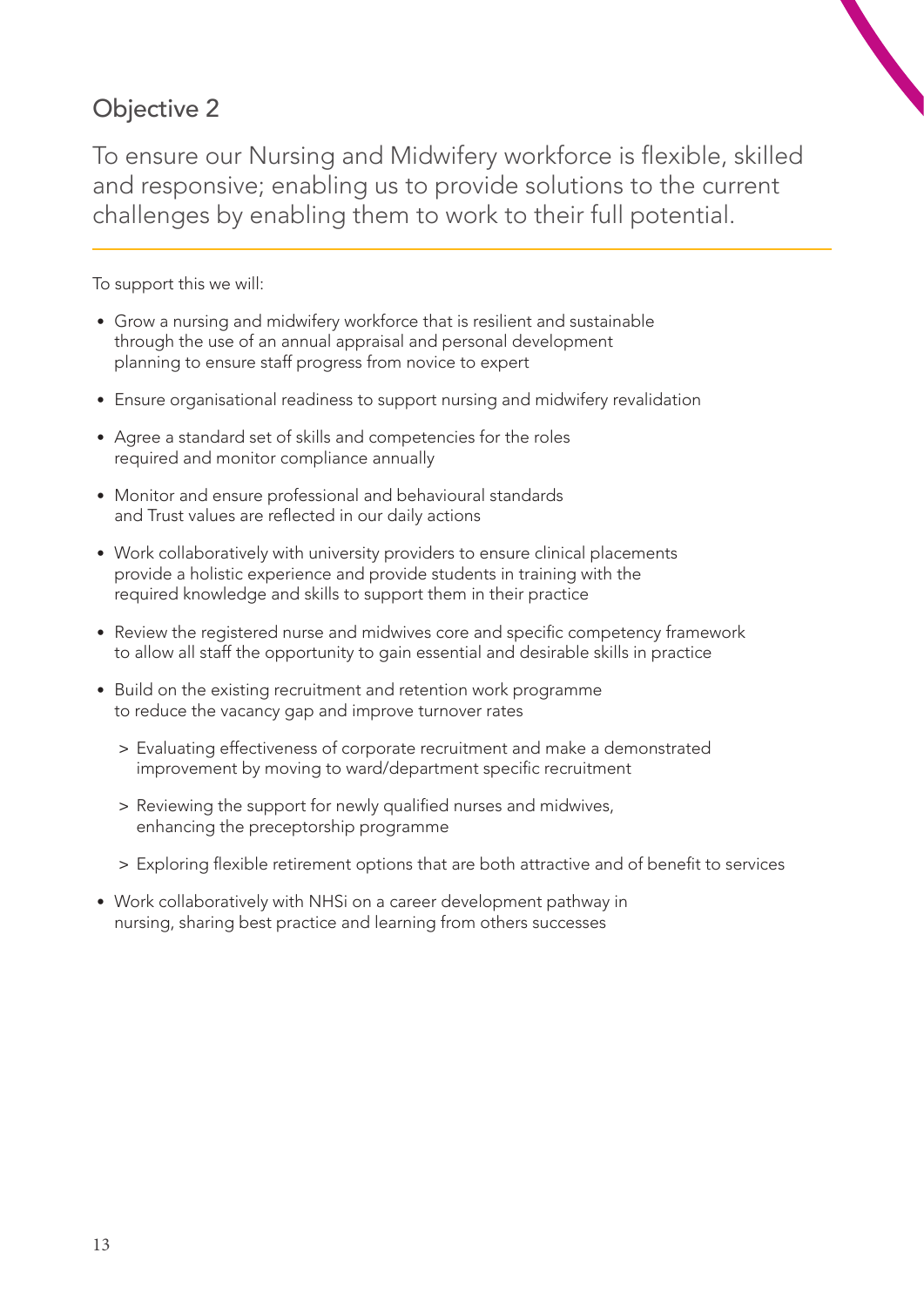## Objective 2

To ensure our Nursing and Midwifery workforce is flexible, skilled and responsive; enabling us to provide solutions to the current challenges by enabling them to work to their full potential.

---

To support this we will:

- Grow a nursing and midwifery workforce that is resilient and sustainable through the use of an annual appraisal and personal development planning to ensure staff progress from novice to expert
- Ensure organisational readiness to support nursing and midwifery revalidation
- Agree a standard set of skills and competencies for the roles required and monitor compliance annually
- Monitor and ensure professional and behavioural standards and Trust values are reflected in our daily actions
- Work collaboratively with university providers to ensure clinical placements provide a holistic experience and provide students in training with the required knowledge and skills to support them in their practice
- Review the registered nurse and midwives core and specific competency framework to allow all staff the opportunity to gain essential and desirable skills in practice
- Build on the existing recruitment and retention work programme to reduce the vacancy gap and improve turnover rates
  - > Evaluating effectiveness of corporate recruitment and make a demonstrated improvement by moving to ward/department specific recruitment
  - > Reviewing the support for newly qualified nurses and midwives, enhancing the preceptorship programme
  - > Exploring flexible retirement options that are both attractive and of benefit to services
- Work collaboratively with NHSi on a career development pathway in nursing, sharing best practice and learning from others successes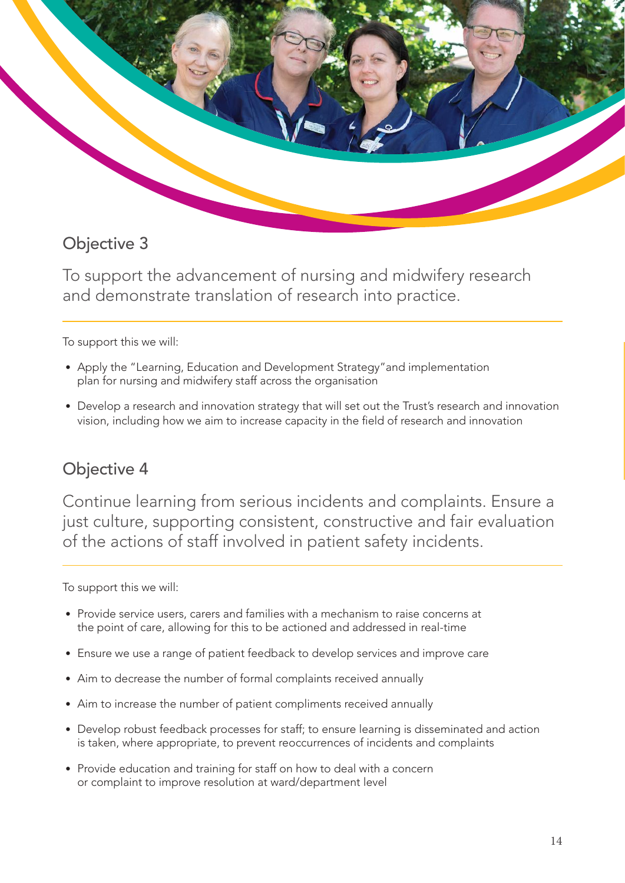## Objective 3

To support the advancement of nursing and midwifery research and demonstrate translation of research into practice.

To support this we will:

- Apply the "Learning, Education and Development Strategy"and implementation plan for nursing and midwifery staff across the organisation
- Develop a research and innovation strategy that will set out the Trust's research and innovation vision, including how we aim to increase capacity in the field of research and innovation

## Objective 4

Continue learning from serious incidents and complaints. Ensure a just culture, supporting consistent, constructive and fair evaluation of the actions of staff involved in patient safety incidents.

To support this we will:

- Provide service users, carers and families with a mechanism to raise concerns at the point of care, allowing for this to be actioned and addressed in real-time
- Ensure we use a range of patient feedback to develop services and improve care
- Aim to decrease the number of formal complaints received annually
- Aim to increase the number of patient compliments received annually
- Develop robust feedback processes for staff; to ensure learning is disseminated and action is taken, where appropriate, to prevent reoccurrences of incidents and complaints
- Provide education and training for staff on how to deal with a concern or complaint to improve resolution at ward/department level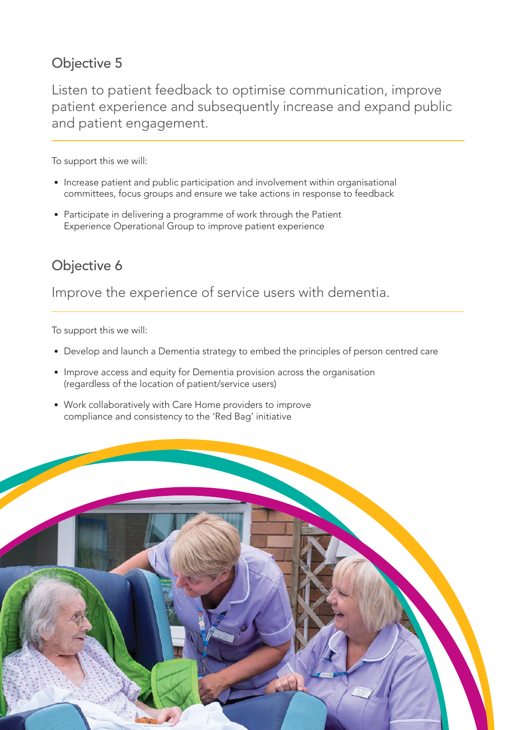## Objective 5

Listen to patient feedback to optimise communication, improve patient experience and subsequently increase and expand public and patient engagement.

To support this we will:

- Increase patient and public participation and involvement within organisational committees, focus groups and ensure we take actions in response to feedback
- Participate in delivering a programme of work through the Patient Experience Operational Group to improve patient experience

## Objective 6

Improve the experience of service users with dementia.

To support this we will:

- Develop and launch a Dementia strategy to embed the principles of person centred care
- Improve access and equity for Dementia provision across the organisation (regardless of the location of patient/service users)
- Work collaboratively with Care Home providers to improve compliance and consistency to the 'Red Bag' initiative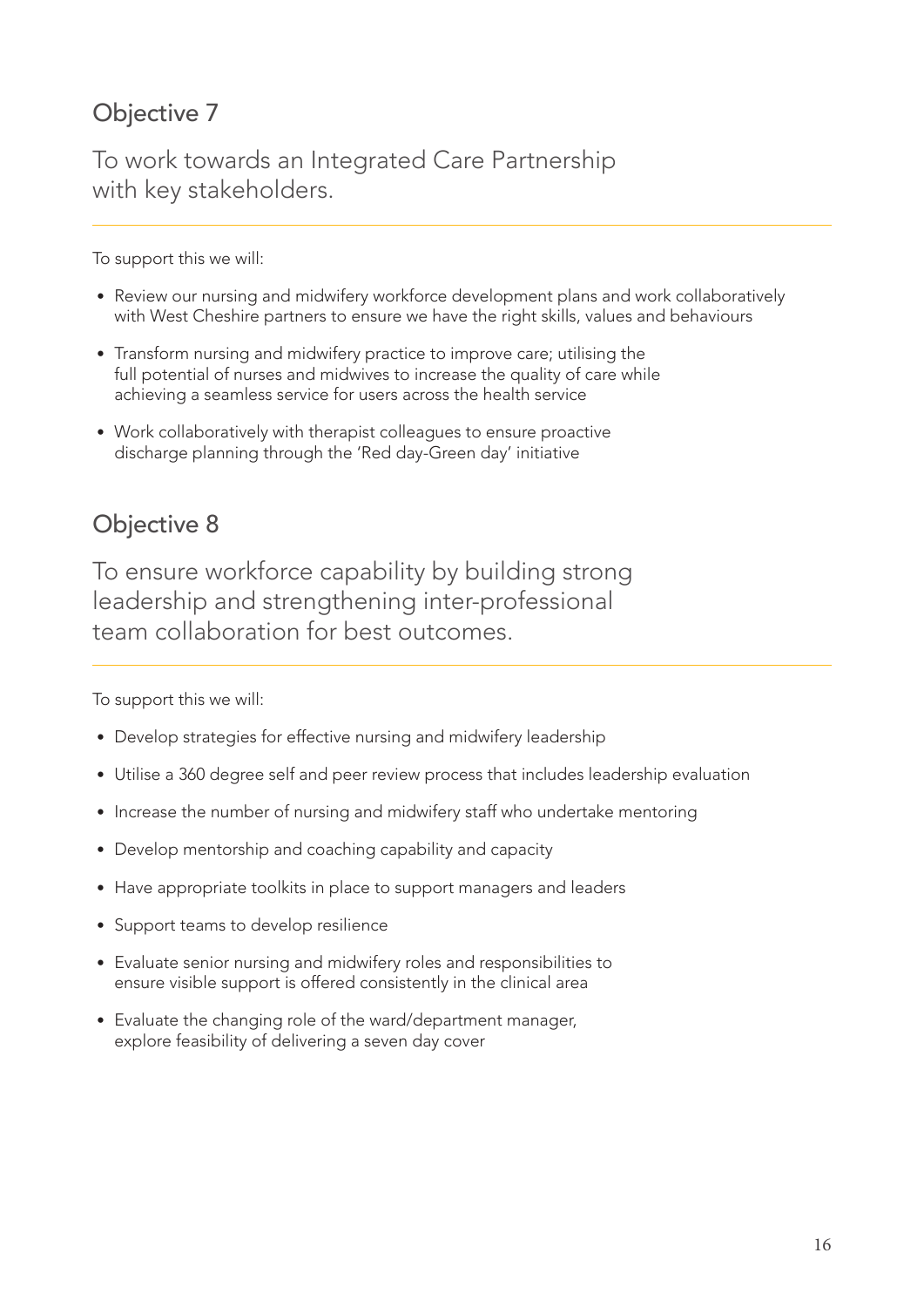## Objective 7

To work towards an Integrated Care Partnership with key stakeholders.

To support this we will:

- Review our nursing and midwifery workforce development plans and work collaboratively with West Cheshire partners to ensure we have the right skills, values and behaviours
- Transform nursing and midwifery practice to improve care; utilising the full potential of nurses and midwives to increase the quality of care while achieving a seamless service for users across the health service
- Work collaboratively with therapist colleagues to ensure proactive discharge planning through the 'Red day-Green day' initiative

## Objective 8

To ensure workforce capability by building strong leadership and strengthening inter-professional team collaboration for best outcomes.

To support this we will:

- Develop strategies for effective nursing and midwifery leadership
- Utilise a 360 degree self and peer review process that includes leadership evaluation
- Increase the number of nursing and midwifery staff who undertake mentoring
- Develop mentorship and coaching capability and capacity
- Have appropriate toolkits in place to support managers and leaders
- Support teams to develop resilience
- Evaluate senior nursing and midwifery roles and responsibilities to ensure visible support is offered consistently in the clinical area
- Evaluate the changing role of the ward/department manager, explore feasibility of delivering a seven day cover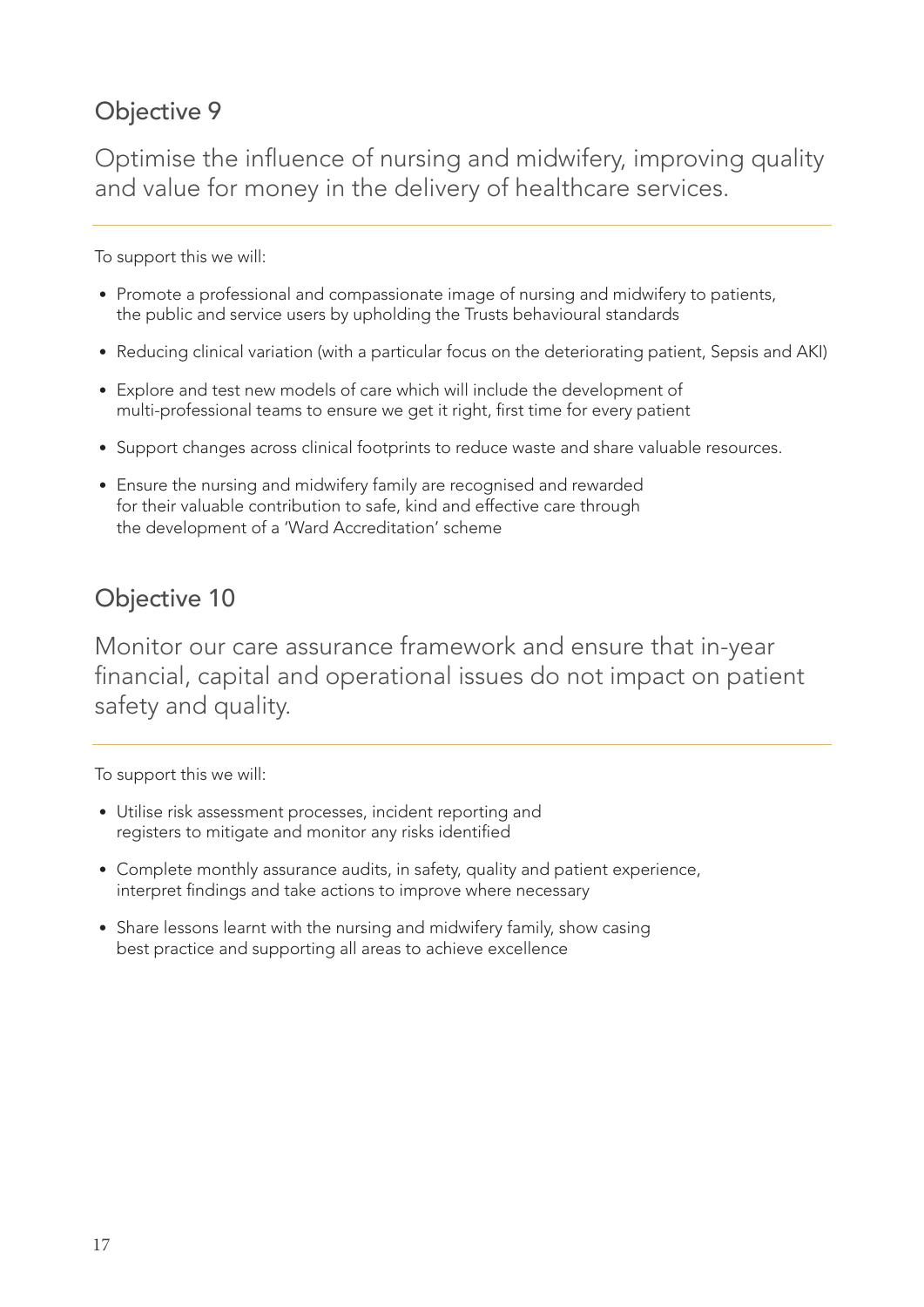## Objective 9

Optimise the influence of nursing and midwifery, improving quality and value for money in the delivery of healthcare services.

To support this we will:

- Promote a professional and compassionate image of nursing and midwifery to patients, the public and service users by upholding the Trusts behavioural standards
- Reducing clinical variation (with a particular focus on the deteriorating patient, Sepsis and AKI)
- Explore and test new models of care which will include the development of multi-professional teams to ensure we get it right, first time for every patient
- Support changes across clinical footprints to reduce waste and share valuable resources.
- Ensure the nursing and midwifery family are recognised and rewarded for their valuable contribution to safe, kind and effective care through the development of a 'Ward Accreditation' scheme

## Objective 10

Monitor our care assurance framework and ensure that in-year financial, capital and operational issues do not impact on patient safety and quality.

To support this we will:

- Utilise risk assessment processes, incident reporting and registers to mitigate and monitor any risks identified
- Complete monthly assurance audits, in safety, quality and patient experience, interpret findings and take actions to improve where necessary
- Share lessons learnt with the nursing and midwifery family, show casing best practice and supporting all areas to achieve excellence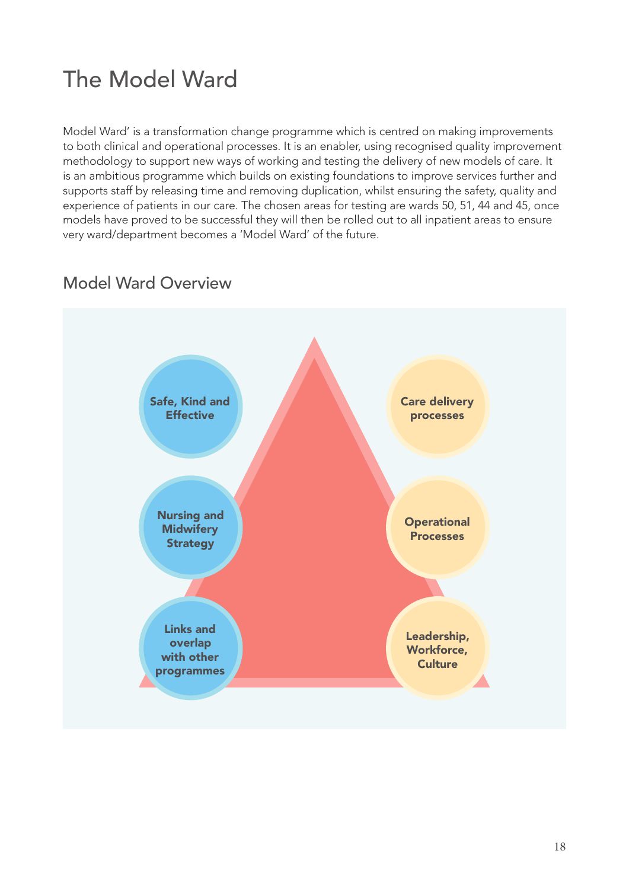# The Model Ward

Model Ward' is a transformation change programme which is centred on making improvements to both clinical and operational processes. It is an enabler, using recognised quality improvement methodology to support new ways of working and testing the delivery of new models of care. It is an ambitious programme which builds on existing foundations to improve services further and supports staff by releasing time and removing duplication, whilst ensuring the safety, quality and experience of patients in our care. The chosen areas for testing are wards 50, 51, 44 and 45, once models have proved to be successful they will then be rolled out to all inpatient areas to ensure very ward/department becomes a 'Model Ward' of the future.

## Model Ward Overview

- Safe, Kind and Effective
- Nursing and Midwifery Strategy
- Links and overlap with other programmes
- Care delivery processes
- Operational Processes
- Leadership, Workforce, Culture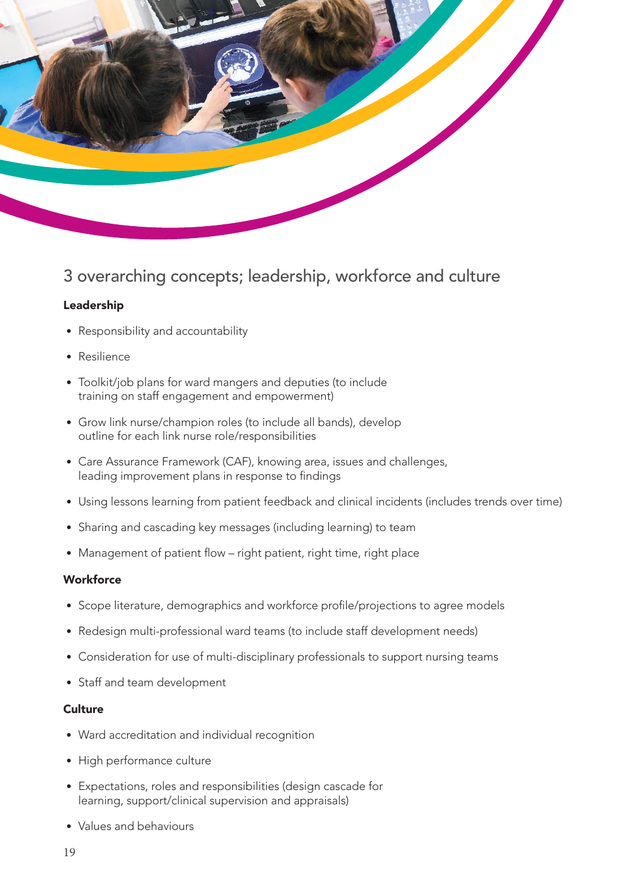## 3 overarching concepts; leadership, workforce and culture

### Leadership

- Responsibility and accountability
- Resilience
- Toolkit/job plans for ward mangers and deputies (to include training on staff engagement and empowerment)
- Grow link nurse/champion roles (to include all bands), develop outline for each link nurse role/responsibilities
- Care Assurance Framework (CAF), knowing area, issues and challenges, leading improvement plans in response to findings
- Using lessons learning from patient feedback and clinical incidents (includes trends over time)
- Sharing and cascading key messages (including learning) to team
- Management of patient flow – right patient, right time, right place

### Workforce

- Scope literature, demographics and workforce profile/projections to agree models
- Redesign multi-professional ward teams (to include staff development needs)
- Consideration for use of multi-disciplinary professionals to support nursing teams
- Staff and team development

### Culture

- Ward accreditation and individual recognition
- High performance culture
- Expectations, roles and responsibilities (design cascade for learning, support/clinical supervision and appraisals)
- Values and behaviours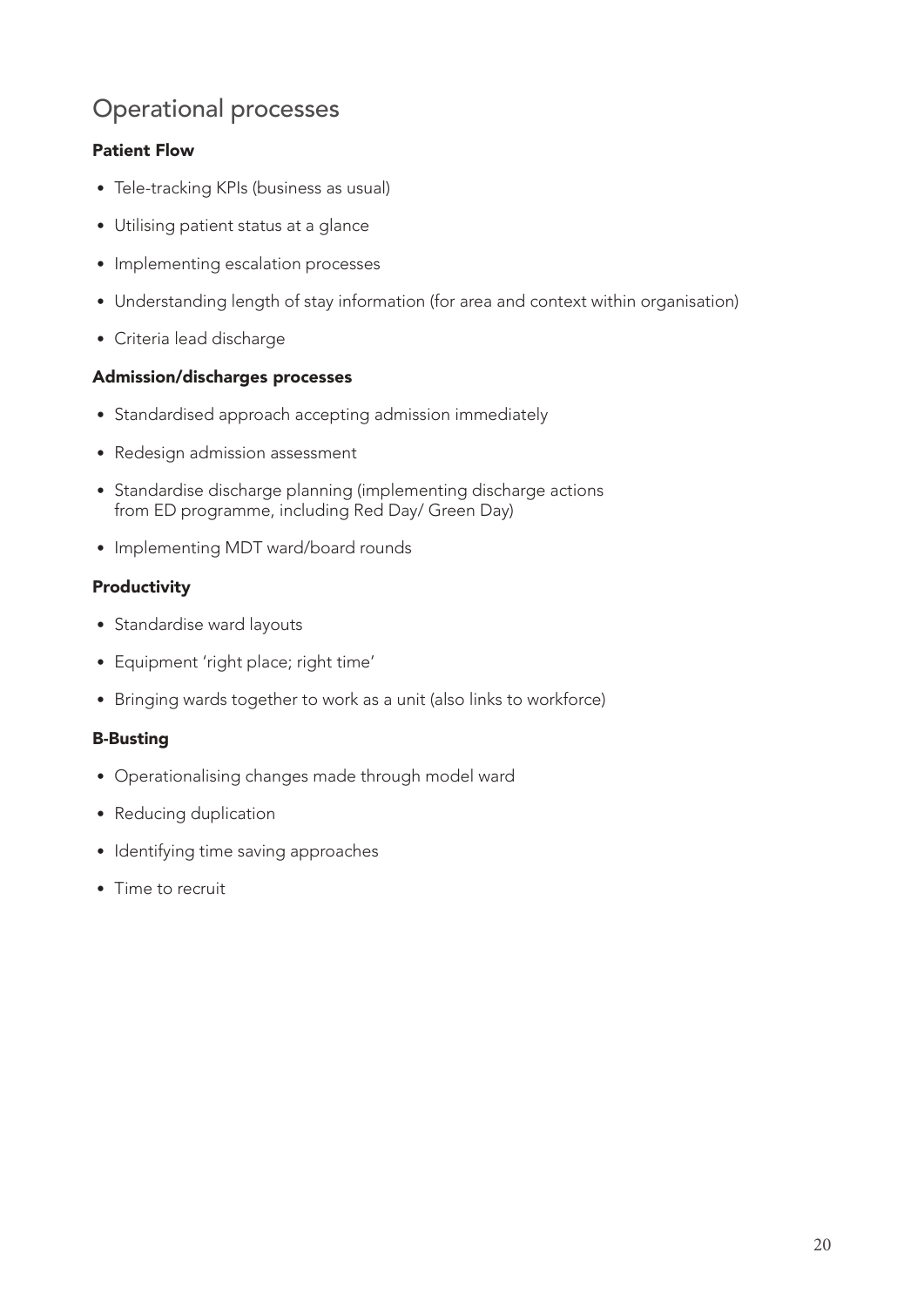## Operational processes

### Patient Flow

- Tele-tracking KPIs (business as usual)
- Utilising patient status at a glance
- Implementing escalation processes
- Understanding length of stay information (for area and context within organisation)
- Criteria lead discharge

### Admission/discharges processes

- Standardised approach accepting admission immediately
- Redesign admission assessment
- Standardise discharge planning (implementing discharge actions from ED programme, including Red Day/ Green Day)
- Implementing MDT ward/board rounds

### Productivity

- Standardise ward layouts
- Equipment 'right place; right time'
- Bringing wards together to work as a unit (also links to workforce)

### B-Busting

- Operationalising changes made through model ward
- Reducing duplication
- Identifying time saving approaches
- Time to recruit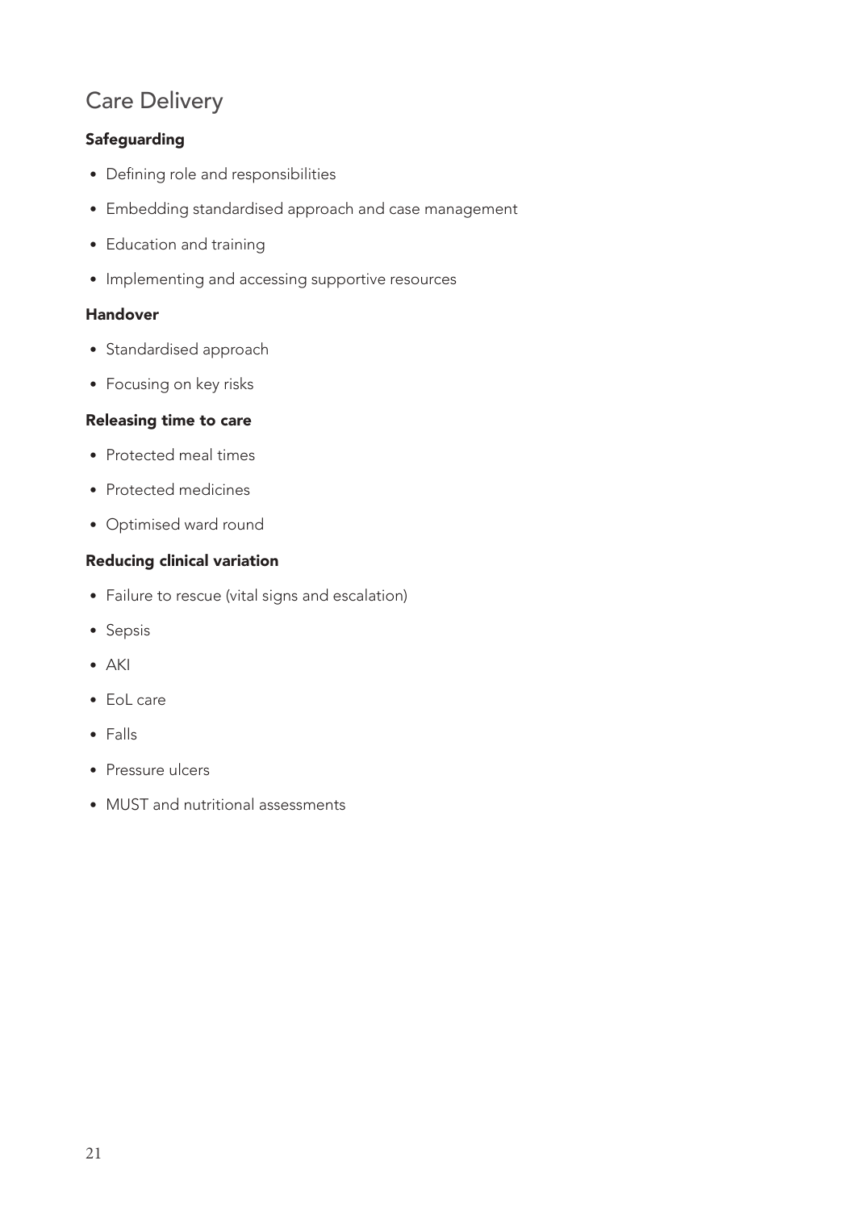## Care Delivery

### Safeguarding

- Defining role and responsibilities
- Embedding standardised approach and case management
- Education and training
- Implementing and accessing supportive resources

### Handover

- Standardised approach
- Focusing on key risks

### Releasing time to care

- Protected meal times
- Protected medicines
- Optimised ward round

### Reducing clinical variation

- Failure to rescue (vital signs and escalation)
- Sepsis
- AKI
- EoL care
- Falls
- Pressure ulcers
- MUST and nutritional assessments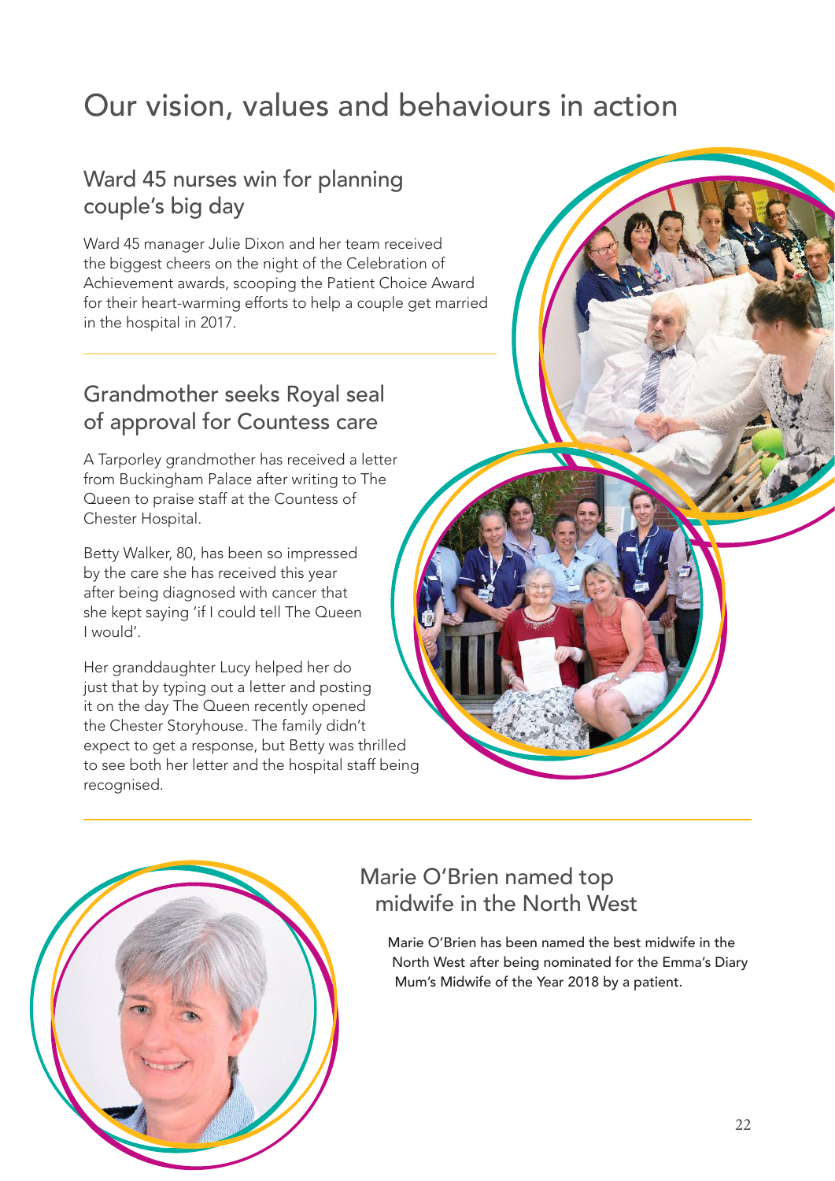# Our vision, values and behaviours in action

## Ward 45 nurses win for planning couple's big day

Ward 45 manager Julie Dixon and her team received the biggest cheers on the night of the Celebration of Achievement awards, scooping the Patient Choice Award for their heart-warming efforts to help a couple get married in the hospital in 2017.

## Grandmother seeks Royal seal of approval for Countess care

A Tarporley grandmother has received a letter from Buckingham Palace after writing to The Queen to praise staff at the Countess of Chester Hospital.

Betty Walker, 80, has been so impressed by the care she has received this year after being diagnosed with cancer that she kept saying 'if I could tell The Queen I would'.

Her granddaughter Lucy helped her do just that by typing out a letter and posting it on the day The Queen recently opened the Chester Storyhouse. The family didn't expect to get a response, but Betty was thrilled to see both her letter and the hospital staff being recognised.

## Marie O'Brien named top midwife in the North West

Marie O'Brien has been named the best midwife in the North West after being nominated for the Emma's Diary Mum's Midwife of the Year 2018 by a patient.